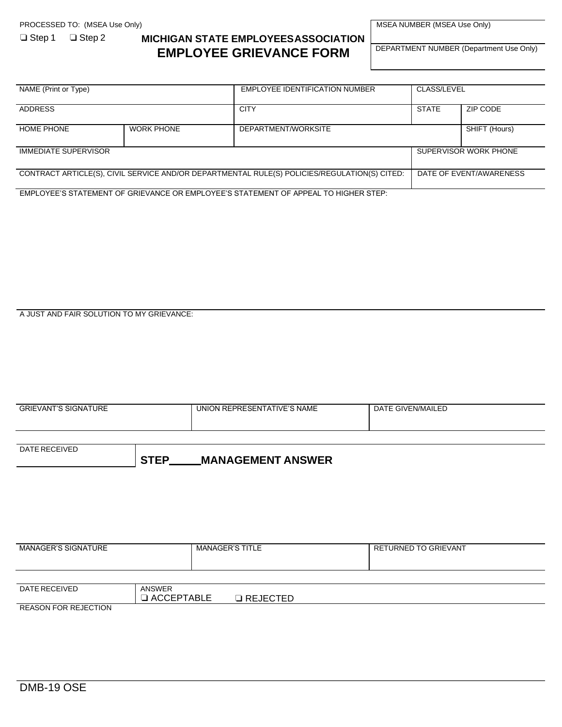PROCESSED TO: (MSEA Use Only)

❑ Step 1 ❑ Step 2

# MICHIGAN STATE EMPLOYEES ASSOCIATION
# EMPLOYEE GRIEVANCE FORM

| MSEA NUMBER (MSEA Use Only) |
|---|
| DEPARTMENT NUMBER (Department Use Only) |

| NAME (Print or Type) | | EMPLOYEE IDENTIFICATION NUMBER | CLASS/LEVEL | |
|---|---|---|---|---|
| ADDRESS | | CITY | STATE | ZIP CODE |
| HOME PHONE | WORK PHONE | DEPARTMENT/WORKSITE | | SHIFT (Hours) |
| IMMEDIATE SUPERVISOR | | | SUPERVISOR WORK PHONE | |
| CONTRACT ARTICLE(S), CIVIL SERVICE AND/OR DEPARTMENTAL RULE(S) POLICIES/REGULATION(S) CITED: | | | DATE OF EVENT/AWARENESS | |

EMPLOYEE'S STATEMENT OF GRIEVANCE OR EMPLOYEE'S STATEMENT OF APPEAL TO HIGHER STEP:

A JUST AND FAIR SOLUTION TO MY GRIEVANCE:

| GRIEVANT'S SIGNATURE | UNION REPRESENTATIVE'S NAME | DATE GIVEN/MAILED |
|---|---|---|

DATE RECEIVED

**STEP\_\_\_\_\_ MANAGEMENT ANSWER**

| MANAGER'S SIGNATURE | MANAGER'S TITLE | RETURNED TO GRIEVANT |
|---|---|---|

| DATE RECEIVED | ANSWER ❑ ACCEPTABLE ❑ REJECTED |
|---|---|

REASON FOR REJECTION

DMB-19 OSE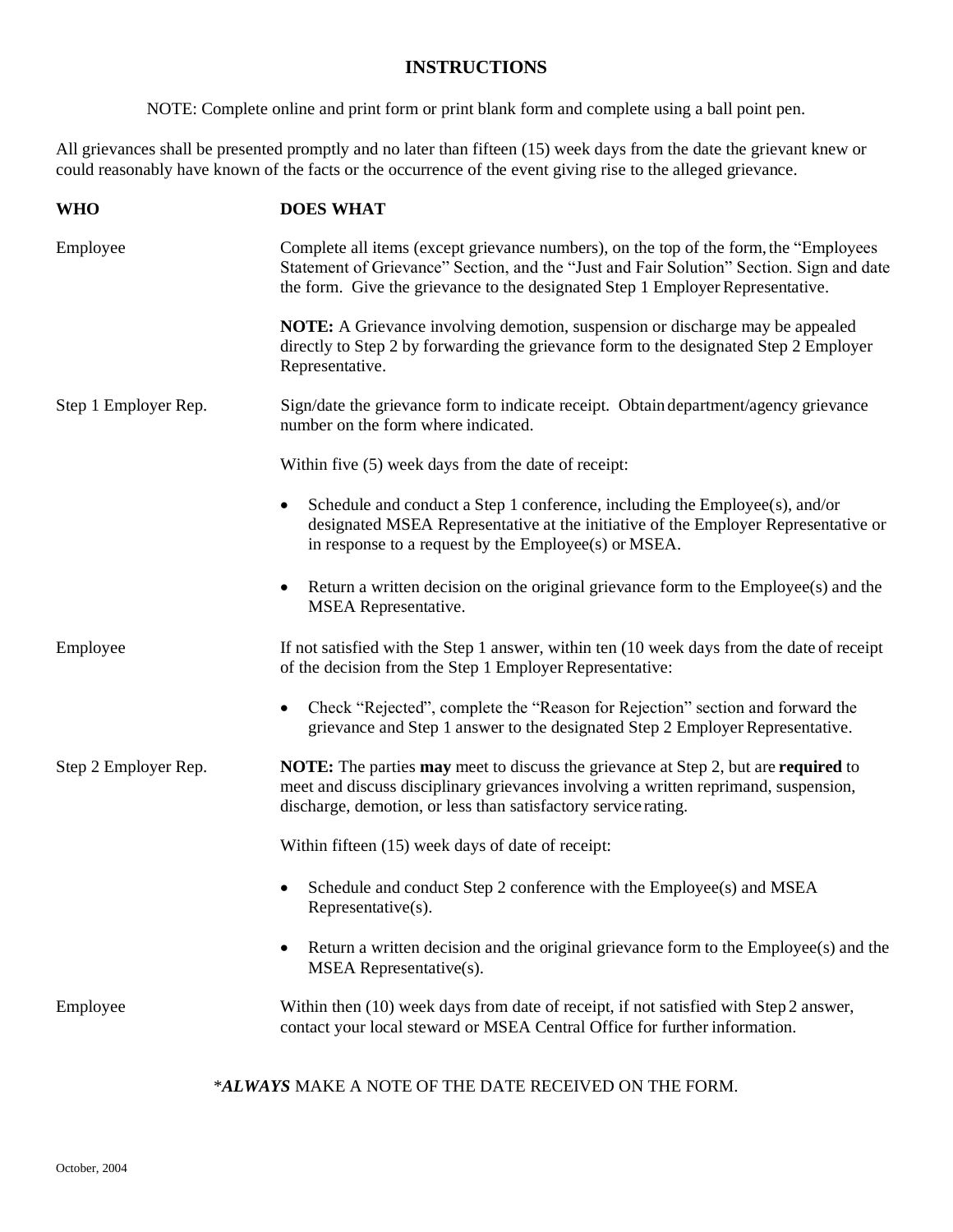# INSTRUCTIONS

NOTE: Complete online and print form or print blank form and complete using a ball point pen.

All grievances shall be presented promptly and no later than fifteen (15) week days from the date the grievant knew or could reasonably have known of the facts or the occurrence of the event giving rise to the alleged grievance.

| **WHO** | **DOES WHAT** |
|---|---|
| Employee | Complete all items (except grievance numbers), on the top of the form, the "Employees Statement of Grievance" Section, and the "Just and Fair Solution" Section. Sign and date the form. Give the grievance to the designated Step 1 Employer Representative. <br><br> **NOTE:** A Grievance involving demotion, suspension or discharge may be appealed directly to Step 2 by forwarding the grievance form to the designated Step 2 Employer Representative. |
| Step 1 Employer Rep. | Sign/date the grievance form to indicate receipt. Obtain department/agency grievance number on the form where indicated. <br><br> Within five (5) week days from the date of receipt: <br><br> • Schedule and conduct a Step 1 conference, including the Employee(s), and/or designated MSEA Representative at the initiative of the Employer Representative or in response to a request by the Employee(s) or MSEA. <br><br> • Return a written decision on the original grievance form to the Employee(s) and the MSEA Representative. |
| Employee | If not satisfied with the Step 1 answer, within ten (10 week days from the date of receipt of the decision from the Step 1 Employer Representative: <br><br> • Check "Rejected", complete the "Reason for Rejection" section and forward the grievance and Step 1 answer to the designated Step 2 Employer Representative. |
| Step 2 Employer Rep. | **NOTE:** The parties **may** meet to discuss the grievance at Step 2, but are **required** to meet and discuss disciplinary grievances involving a written reprimand, suspension, discharge, demotion, or less than satisfactory service rating. <br><br> Within fifteen (15) week days of date of receipt: <br><br> • Schedule and conduct Step 2 conference with the Employee(s) and MSEA Representative(s). <br><br> • Return a written decision and the original grievance form to the Employee(s) and the MSEA Representative(s). |
| Employee | Within then (10) week days from date of receipt, if not satisfied with Step 2 answer, contact your local steward or MSEA Central Office for further information. |

\****ALWAYS*** MAKE A NOTE OF THE DATE RECEIVED ON THE FORM.

October, 2004